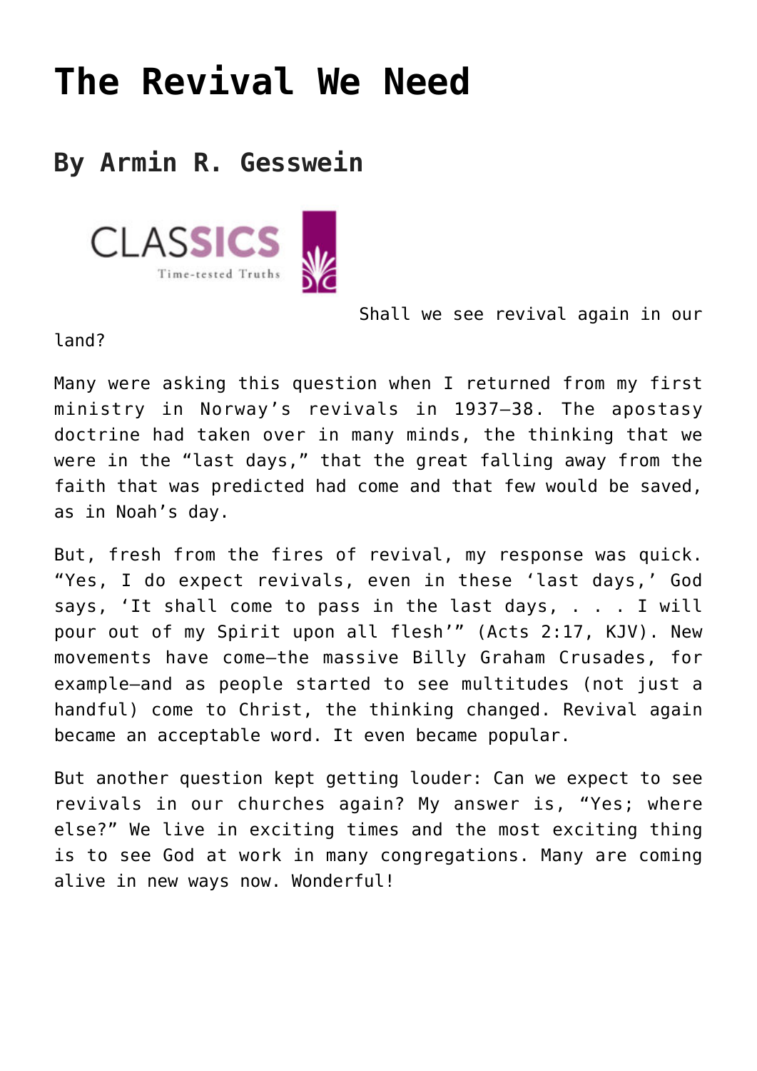# The Revival We Need

## By Armin R. Gesswein

Shall we see revival again in our land?

Many were asking this question when I returned from my first ministry in Norway's revivals in 1937–38. The apostasy doctrine had taken over in many minds, the thinking that we were in the "last days," that the great falling away from the faith that was predicted had come and that few would be saved, as in Noah's day.

But, fresh from the fires of revival, my response was quick. "Yes, I do expect revivals, even in these 'last days,' God says, 'It shall come to pass in the last days, . . . I will pour out of my Spirit upon all flesh'" (Acts 2:17, KJV). New movements have come—the massive Billy Graham Crusades, for example—and as people started to see multitudes (not just a handful) come to Christ, the thinking changed. Revival again became an acceptable word. It even became popular.

But another question kept getting louder: Can we expect to see revivals in our churches again? My answer is, "Yes; where else?" We live in exciting times and the most exciting thing is to see God at work in many congregations. Many are coming alive in new ways now. Wonderful!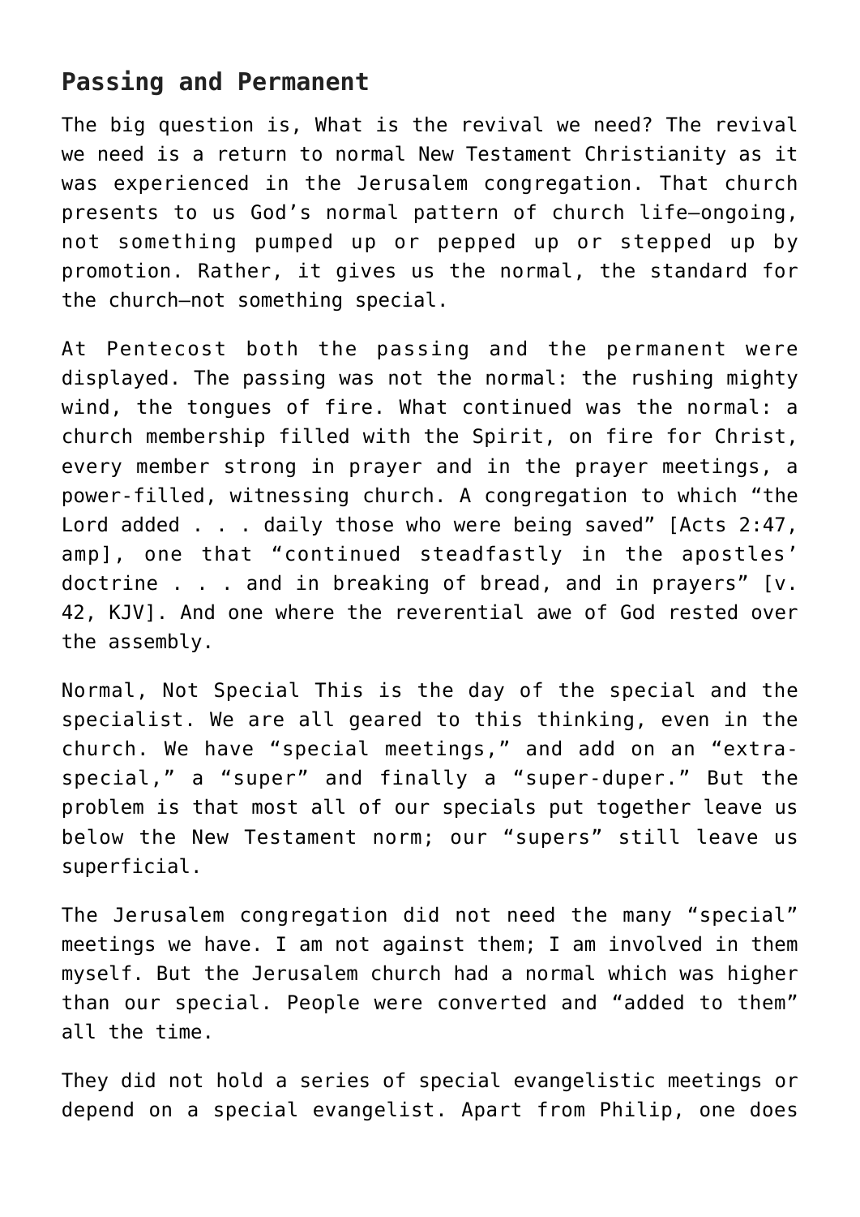## Passing and Permanent

The big question is, What is the revival we need? The revival we need is a return to normal New Testament Christianity as it was experienced in the Jerusalem congregation. That church presents to us God's normal pattern of church life—ongoing, not something pumped up or pepped up or stepped up by promotion. Rather, it gives us the normal, the standard for the church—not something special.

At Pentecost both the passing and the permanent were displayed. The passing was not the normal: the rushing mighty wind, the tongues of fire. What continued was the normal: a church membership filled with the Spirit, on fire for Christ, every member strong in prayer and in the prayer meetings, a power-filled, witnessing church. A congregation to which "the Lord added . . . daily those who were being saved" [Acts 2:47, amp], one that "continued steadfastly in the apostles' doctrine . . . and in breaking of bread, and in prayers" [v. 42, KJV]. And one where the reverential awe of God rested over the assembly.

Normal, Not Special This is the day of the special and the specialist. We are all geared to this thinking, even in the church. We have "special meetings," and add on an "extra-special," a "super" and finally a "super-duper." But the problem is that most all of our specials put together leave us below the New Testament norm; our "supers" still leave us superficial.

The Jerusalem congregation did not need the many "special" meetings we have. I am not against them; I am involved in them myself. But the Jerusalem church had a normal which was higher than our special. People were converted and "added to them" all the time.

They did not hold a series of special evangelistic meetings or depend on a special evangelist. Apart from Philip, one does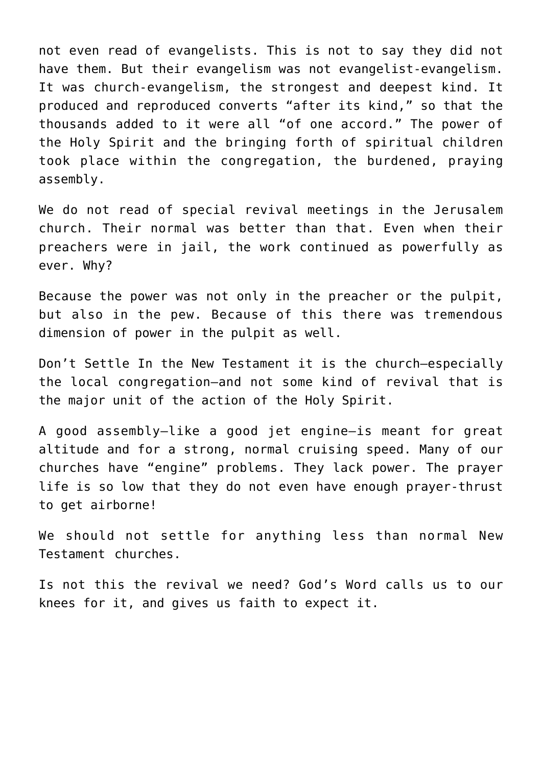not even read of evangelists. This is not to say they did not have them. But their evangelism was not evangelist-evangelism. It was church-evangelism, the strongest and deepest kind. It produced and reproduced converts "after its kind," so that the thousands added to it were all "of one accord." The power of the Holy Spirit and the bringing forth of spiritual children took place within the congregation, the burdened, praying assembly.

We do not read of special revival meetings in the Jerusalem church. Their normal was better than that. Even when their preachers were in jail, the work continued as powerfully as ever. Why?

Because the power was not only in the preacher or the pulpit, but also in the pew. Because of this there was tremendous dimension of power in the pulpit as well.

Don't Settle In the New Testament it is the church—especially the local congregation—and not some kind of revival that is the major unit of the action of the Holy Spirit.

A good assembly—like a good jet engine—is meant for great altitude and for a strong, normal cruising speed. Many of our churches have "engine" problems. They lack power. The prayer life is so low that they do not even have enough prayer-thrust to get airborne!

We should not settle for anything less than normal New Testament churches.

Is not this the revival we need? God's Word calls us to our knees for it, and gives us faith to expect it.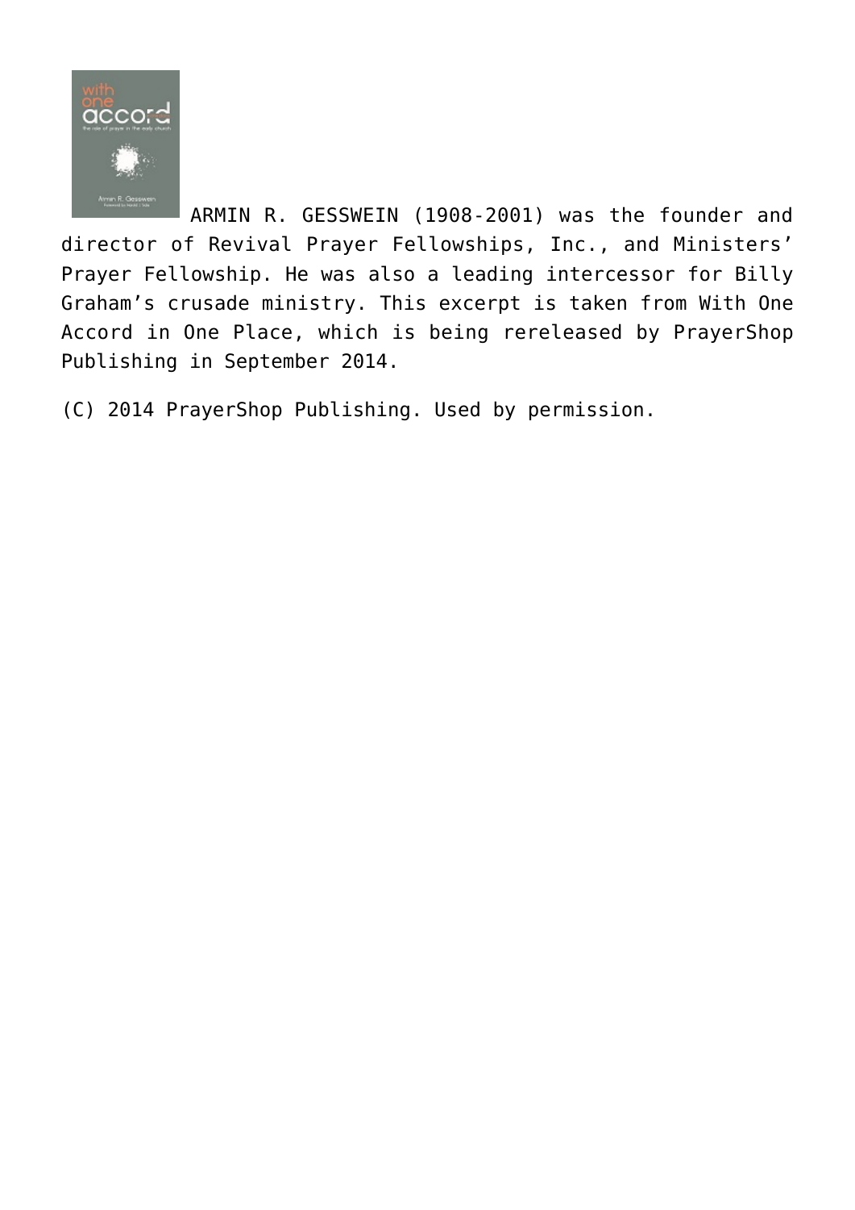ARMIN R. GESSWEIN (1908-2001) was the founder and director of Revival Prayer Fellowships, Inc., and Ministers' Prayer Fellowship. He was also a leading intercessor for Billy Graham's crusade ministry. This excerpt is taken from With One Accord in One Place, which is being rereleased by PrayerShop Publishing in September 2014.

(C) 2014 PrayerShop Publishing. Used by permission.